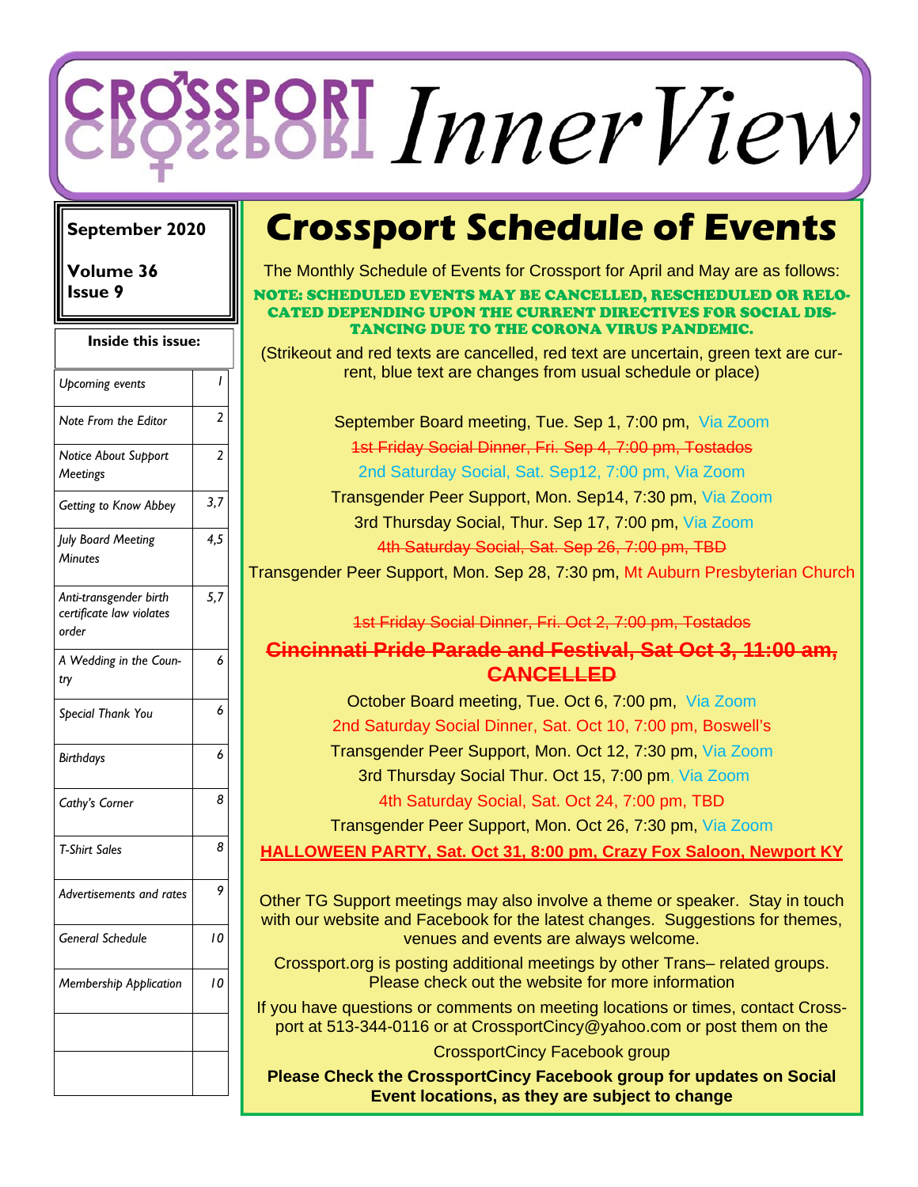# CROSSPORT InnerView

**September 2020**

**Volume 36**
**Issue 9**

**Inside this issue:**

| | |
|---|---|
| *Upcoming events* | 1 |
| *Note From the Editor* | 2 |
| *Notice About Support Meetings* | 2 |
| *Getting to Know Abbey* | 3,7 |
| *July Board Meeting Minutes* | 4,5 |
| *Anti-transgender birth certificate law violates order* | 5,7 |
| *A Wedding in the Country* | 6 |
| *Special Thank You* | 6 |
| *Birthdays* | 6 |
| *Cathy's Corner* | 8 |
| *T-Shirt Sales* | 8 |
| *Advertisements and rates* | 9 |
| *General Schedule* | 10 |
| *Membership Application* | 10 |

# Crossport Schedule of Events

The Monthly Schedule of Events for Crossport for April and May are as follows:

**NOTE: SCHEDULED EVENTS MAY BE CANCELLED, RESCHEDULED OR RELOCATED DEPENDING UPON THE CURRENT DIRECTIVES FOR SOCIAL DISTANCING DUE TO THE CORONA VIRUS PANDEMIC.**

(Strikeout and red texts are cancelled, red text are uncertain, green text are current, blue text are changes from usual schedule or place)

September Board meeting, Tue. Sep 1, 7:00 pm, Via Zoom

~~1st Friday Social Dinner, Fri. Sep 4, 7:00 pm, Tostados~~

2nd Saturday Social, Sat. Sep12, 7:00 pm, Via Zoom

Transgender Peer Support, Mon. Sep14, 7:30 pm, Via Zoom

3rd Thursday Social, Thur. Sep 17, 7:00 pm, Via Zoom

~~4th Saturday Social, Sat. Sep 26, 7:00 pm, TBD~~

Transgender Peer Support, Mon. Sep 28, 7:30 pm, Mt Auburn Presbyterian Church

~~1st Friday Social Dinner, Fri. Oct 2, 7:00 pm, Tostados~~

**~~Cincinnati Pride Parade and Festival, Sat Oct 3, 11:00 am, CANCELLED~~**

October Board meeting, Tue. Oct 6, 7:00 pm, Via Zoom

2nd Saturday Social Dinner, Sat. Oct 10, 7:00 pm, Boswell's

Transgender Peer Support, Mon. Oct 12, 7:30 pm, Via Zoom

3rd Thursday Social Thur. Oct 15, 7:00 pm, Via Zoom

4th Saturday Social, Sat. Oct 24, 7:00 pm, TBD

Transgender Peer Support, Mon. Oct 26, 7:30 pm, Via Zoom

**HALLOWEEN PARTY, Sat. Oct 31, 8:00 pm, Crazy Fox Saloon, Newport KY**

Other TG Support meetings may also involve a theme or speaker. Stay in touch with our website and Facebook for the latest changes. Suggestions for themes, venues and events are always welcome.

Crossport.org is posting additional meetings by other Trans– related groups. Please check out the website for more information

If you have questions or comments on meeting locations or times, contact Crossport at 513-344-0116 or at CrossportCincy@yahoo.com or post them on the CrossportCincy Facebook group

**Please Check the CrossportCincy Facebook group for updates on Social Event locations, as they are subject to change**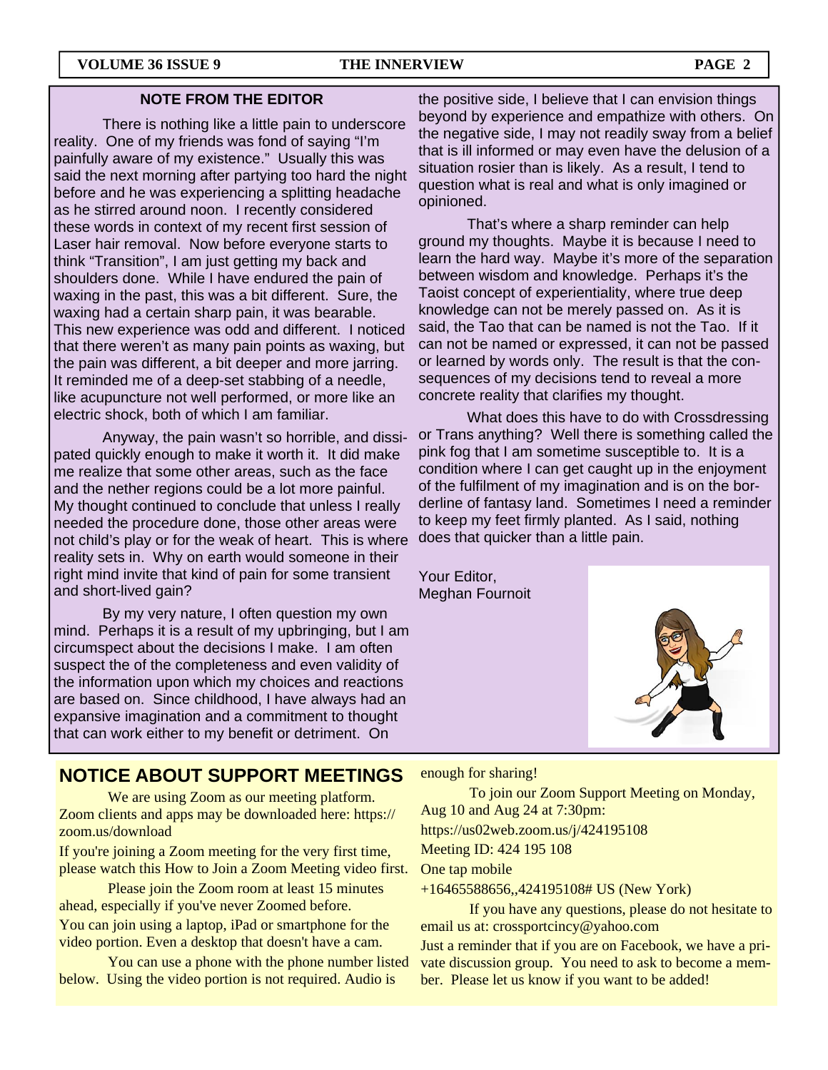## NOTE FROM THE EDITOR

There is nothing like a little pain to underscore reality. One of my friends was fond of saying "I'm painfully aware of my existence." Usually this was said the next morning after partying too hard the night before and he was experiencing a splitting headache as he stirred around noon. I recently considered these words in context of my recent first session of Laser hair removal. Now before everyone starts to think "Transition", I am just getting my back and shoulders done. While I have endured the pain of waxing in the past, this was a bit different. Sure, the waxing had a certain sharp pain, it was bearable. This new experience was odd and different. I noticed that there weren't as many pain points as waxing, but the pain was different, a bit deeper and more jarring. It reminded me of a deep-set stabbing of a needle, like acupuncture not well performed, or more like an electric shock, both of which I am familiar.

Anyway, the pain wasn't so horrible, and dissipated quickly enough to make it worth it. It did make me realize that some other areas, such as the face and the nether regions could be a lot more painful. My thought continued to conclude that unless I really needed the procedure done, those other areas were not child's play or for the weak of heart. This is where reality sets in. Why on earth would someone in their right mind invite that kind of pain for some transient and short-lived gain?

By my very nature, I often question my own mind. Perhaps it is a result of my upbringing, but I am circumspect about the decisions I make. I am often suspect the of the completeness and even validity of the information upon which my choices and reactions are based on. Since childhood, I have always had an expansive imagination and a commitment to thought that can work either to my benefit or detriment. On the positive side, I believe that I can envision things beyond by experience and empathize with others. On the negative side, I may not readily sway from a belief that is ill informed or may even have the delusion of a situation rosier than is likely. As a result, I tend to question what is real and what is only imagined or opinioned.

That's where a sharp reminder can help ground my thoughts. Maybe it is because I need to learn the hard way. Maybe it's more of the separation between wisdom and knowledge. Perhaps it's the Taoist concept of experientiality, where true deep knowledge can not be merely passed on. As it is said, the Tao that can be named is not the Tao. If it can not be named or expressed, it can not be passed or learned by words only. The result is that the consequences of my decisions tend to reveal a more concrete reality that clarifies my thought.

What does this have to do with Crossdressing or Trans anything? Well there is something called the pink fog that I am sometime susceptible to. It is a condition where I can get caught up in the enjoyment of the fulfilment of my imagination and is on the borderline of fantasy land. Sometimes I need a reminder to keep my feet firmly planted. As I said, nothing does that quicker than a little pain.

Your Editor,
Meghan Fournoit

## NOTICE ABOUT SUPPORT MEETINGS

We are using Zoom as our meeting platform. Zoom clients and apps may be downloaded here: https://zoom.us/download

If you're joining a Zoom meeting for the very first time, please watch this How to Join a Zoom Meeting video first.

Please join the Zoom room at least 15 minutes ahead, especially if you've never Zoomed before.

You can join using a laptop, iPad or smartphone for the video portion. Even a desktop that doesn't have a cam.

You can use a phone with the phone number listed below. Using the video portion is not required. Audio is enough for sharing!

To join our Zoom Support Meeting on Monday, Aug 10 and Aug 24 at 7:30pm:

https://us02web.zoom.us/j/424195108

Meeting ID: 424 195 108

One tap mobile

+16465588656,,424195108# US (New York)

If you have any questions, please do not hesitate to email us at: crossportcincy@yahoo.com

Just a reminder that if you are on Facebook, we have a private discussion group. You need to ask to become a member. Please let us know if you want to be added!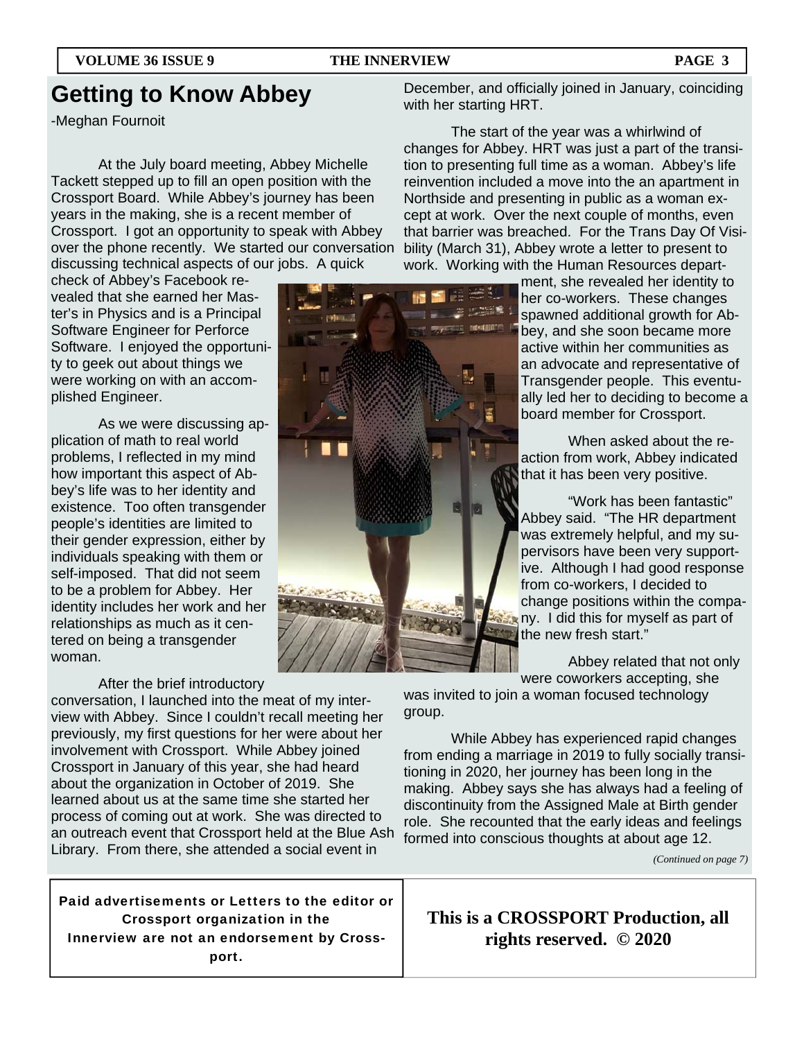# Getting to Know Abbey

-Meghan Fournoit

At the July board meeting, Abbey Michelle Tackett stepped up to fill an open position with the Crossport Board. While Abbey's journey has been years in the making, she is a recent member of Crossport. I got an opportunity to speak with Abbey over the phone recently. We started our conversation discussing technical aspects of our jobs. A quick check of Abbey's Facebook revealed that she earned her Master's in Physics and is a Principal Software Engineer for Perforce Software. I enjoyed the opportunity to geek out about things we were working on with an accomplished Engineer.

As we were discussing application of math to real world problems, I reflected in my mind how important this aspect of Abbey's life was to her identity and existence. Too often transgender people's identities are limited to their gender expression, either by individuals speaking with them or self-imposed. That did not seem to be a problem for Abbey. Her identity includes her work and her relationships as much as it centered on being a transgender woman.

After the brief introductory conversation, I launched into the meat of my interview with Abbey. Since I couldn't recall meeting her previously, my first questions for her were about her involvement with Crossport. While Abbey joined Crossport in January of this year, she had heard about the organization in October of 2019. She learned about us at the same time she started her process of coming out at work. She was directed to an outreach event that Crossport held at the Blue Ash Library. From there, she attended a social event in December, and officially joined in January, coinciding with her starting HRT.

The start of the year was a whirlwind of changes for Abbey. HRT was just a part of the transition to presenting full time as a woman. Abbey's life reinvention included a move into the an apartment in Northside and presenting in public as a woman except at work. Over the next couple of months, even that barrier was breached. For the Trans Day Of Visibility (March 31), Abbey wrote a letter to present to work. Working with the Human Resources department, she revealed her identity to her co-workers. These changes spawned additional growth for Abbey, and she soon became more active within her communities as an advocate and representative of Transgender people. This eventually led her to deciding to become a board member for Crossport.

When asked about the reaction from work, Abbey indicated that it has been very positive.

"Work has been fantastic" Abbey said. "The HR department was extremely helpful, and my supervisors have been very supportive. Although I had good response from co-workers, I decided to change positions within the company. I did this for myself as part of the new fresh start."

Abbey related that not only were coworkers accepting, she was invited to join a woman focused technology group.

While Abbey has experienced rapid changes from ending a marriage in 2019 to fully socially transitioning in 2020, her journey has been long in the making. Abbey says she has always had a feeling of discontinuity from the Assigned Male at Birth gender role. She recounted that the early ideas and feelings formed into conscious thoughts at about age 12.

*(Continued on page 7)*

**Paid advertisements or Letters to the editor or Crossport organization in the Innerview are not an endorsement by Crossport.**

**This is a CROSSPORT Production, all rights reserved. © 2020**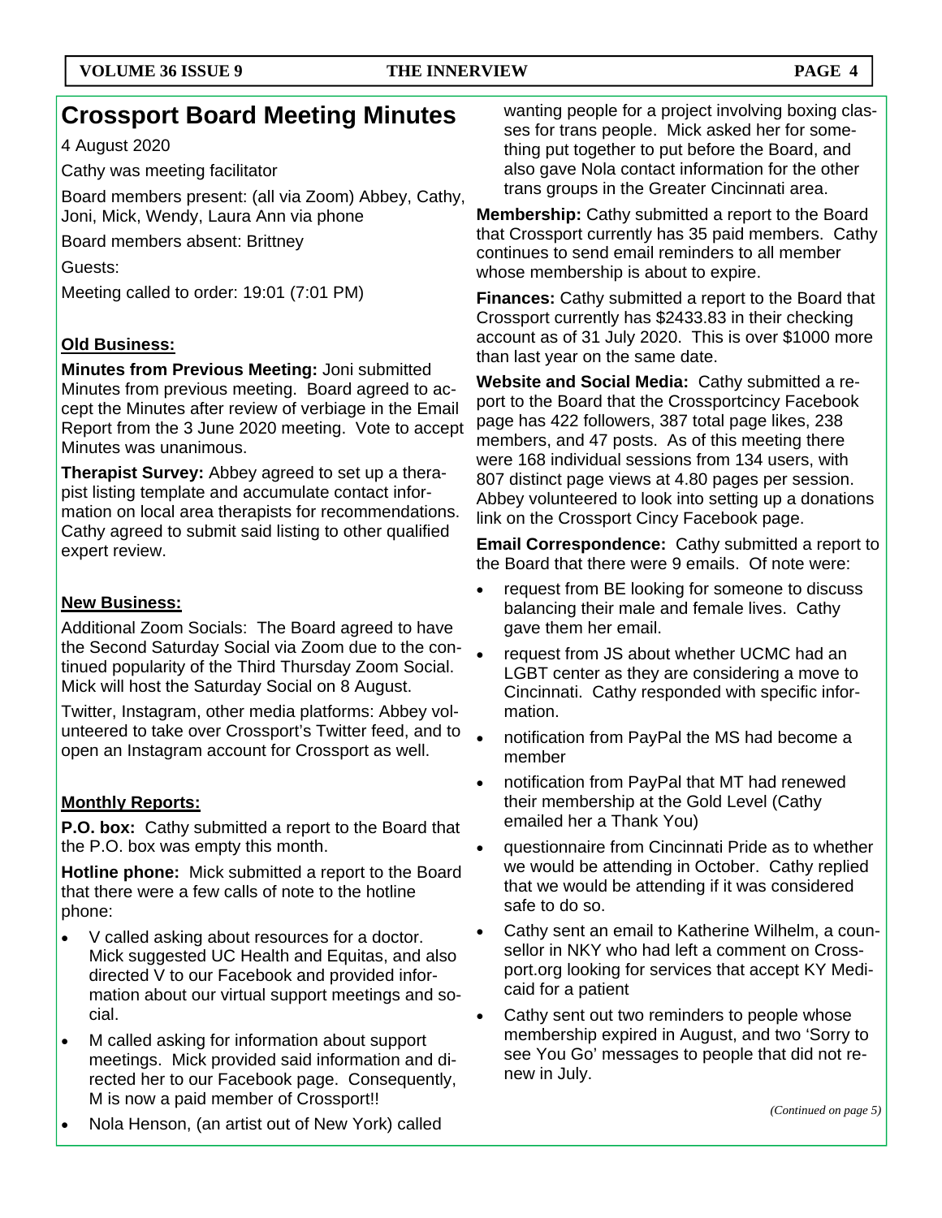# Crossport Board Meeting Minutes

4 August 2020

Cathy was meeting facilitator

Board members present: (all via Zoom) Abbey, Cathy, Joni, Mick, Wendy, Laura Ann via phone

Board members absent: Brittney

Guests:

Meeting called to order: 19:01 (7:01 PM)

## Old Business:

**Minutes from Previous Meeting:** Joni submitted Minutes from previous meeting. Board agreed to accept the Minutes after review of verbiage in the Email Report from the 3 June 2020 meeting. Vote to accept Minutes was unanimous.

**Therapist Survey:** Abbey agreed to set up a therapist listing template and accumulate contact information on local area therapists for recommendations. Cathy agreed to submit said listing to other qualified expert review.

## New Business:

Additional Zoom Socials: The Board agreed to have the Second Saturday Social via Zoom due to the continued popularity of the Third Thursday Zoom Social. Mick will host the Saturday Social on 8 August.

Twitter, Instagram, other media platforms: Abbey volunteered to take over Crossport's Twitter feed, and to open an Instagram account for Crossport as well.

## Monthly Reports:

**P.O. box:** Cathy submitted a report to the Board that the P.O. box was empty this month.

**Hotline phone:** Mick submitted a report to the Board that there were a few calls of note to the hotline phone:

- V called asking about resources for a doctor. Mick suggested UC Health and Equitas, and also directed V to our Facebook and provided information about our virtual support meetings and social.
- M called asking for information about support meetings. Mick provided said information and directed her to our Facebook page. Consequently, M is now a paid member of Crossport!!
- Nola Henson, (an artist out of New York) called wanting people for a project involving boxing classes for trans people. Mick asked her for something put together to put before the Board, and also gave Nola contact information for the other trans groups in the Greater Cincinnati area.

**Membership:** Cathy submitted a report to the Board that Crossport currently has 35 paid members. Cathy continues to send email reminders to all member whose membership is about to expire.

**Finances:** Cathy submitted a report to the Board that Crossport currently has $2433.83 in their checking account as of 31 July 2020. This is over $1000 more than last year on the same date.

**Website and Social Media:** Cathy submitted a report to the Board that the Crossportcincy Facebook page has 422 followers, 387 total page likes, 238 members, and 47 posts. As of this meeting there were 168 individual sessions from 134 users, with 807 distinct page views at 4.80 pages per session. Abbey volunteered to look into setting up a donations link on the Crossport Cincy Facebook page.

**Email Correspondence:** Cathy submitted a report to the Board that there were 9 emails. Of note were:

- request from BE looking for someone to discuss balancing their male and female lives. Cathy gave them her email.
- request from JS about whether UCMC had an LGBT center as they are considering a move to Cincinnati. Cathy responded with specific information.
- notification from PayPal the MS had become a member
- notification from PayPal that MT had renewed their membership at the Gold Level (Cathy emailed her a Thank You)
- questionnaire from Cincinnati Pride as to whether we would be attending in October. Cathy replied that we would be attending if it was considered safe to do so.
- Cathy sent an email to Katherine Wilhelm, a counsellor in NKY who had left a comment on Crossport.org looking for services that accept KY Medicaid for a patient
- Cathy sent out two reminders to people whose membership expired in August, and two 'Sorry to see You Go' messages to people that did not renew in July.

*(Continued on page 5)*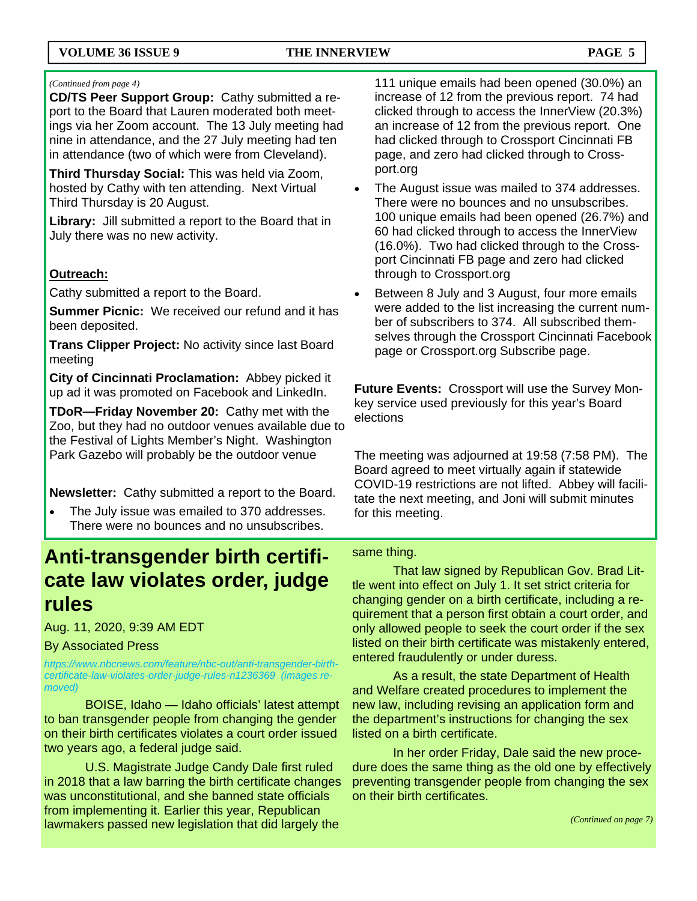*(Continued from page 4)*

**CD/TS Peer Support Group:** Cathy submitted a report to the Board that Lauren moderated both meetings via her Zoom account. The 13 July meeting had nine in attendance, and the 27 July meeting had ten in attendance (two of which were from Cleveland).

**Third Thursday Social:** This was held via Zoom, hosted by Cathy with ten attending. Next Virtual Third Thursday is 20 August.

**Library:** Jill submitted a report to the Board that in July there was no new activity.

**Outreach:**

Cathy submitted a report to the Board.

**Summer Picnic:** We received our refund and it has been deposited.

**Trans Clipper Project:** No activity since last Board meeting

**City of Cincinnati Proclamation:** Abbey picked it up ad it was promoted on Facebook and LinkedIn.

**TDoR—Friday November 20:** Cathy met with the Zoo, but they had no outdoor venues available due to the Festival of Lights Member's Night. Washington Park Gazebo will probably be the outdoor venue

**Newsletter:** Cathy submitted a report to the Board.

- The July issue was emailed to 370 addresses. There were no bounces and no unsubscribes. 111 unique emails had been opened (30.0%) an increase of 12 from the previous report. 74 had clicked through to access the InnerView (20.3%) an increase of 12 from the previous report. One had clicked through to Crossport Cincinnati FB page, and zero had clicked through to Crossport.org
- The August issue was mailed to 374 addresses. There were no bounces and no unsubscribes. 100 unique emails had been opened (26.7%) and 60 had clicked through to access the InnerView (16.0%). Two had clicked through to the Crossport Cincinnati FB page and zero had clicked through to Crossport.org
- Between 8 July and 3 August, four more emails were added to the list increasing the current number of subscribers to 374. All subscribed themselves through the Crossport Cincinnati Facebook page or Crossport.org Subscribe page.

**Future Events:** Crossport will use the Survey Monkey service used previously for this year's Board elections

The meeting was adjourned at 19:58 (7:58 PM). The Board agreed to meet virtually again if statewide COVID-19 restrictions are not lifted. Abbey will facilitate the next meeting, and Joni will submit minutes for this meeting.

# Anti-transgender birth certificate law violates order, judge rules

Aug. 11, 2020, 9:39 AM EDT

By Associated Press

*https://www.nbcnews.com/feature/nbc-out/anti-transgender-birth-certificate-law-violates-order-judge-rules-n1236369 (images removed)*

BOISE, Idaho — Idaho officials' latest attempt to ban transgender people from changing the gender on their birth certificates violates a court order issued two years ago, a federal judge said.

U.S. Magistrate Judge Candy Dale first ruled in 2018 that a law barring the birth certificate changes was unconstitutional, and she banned state officials from implementing it. Earlier this year, Republican lawmakers passed new legislation that did largely the same thing.

That law signed by Republican Gov. Brad Little went into effect on July 1. It set strict criteria for changing gender on a birth certificate, including a requirement that a person first obtain a court order, and only allowed people to seek the court order if the sex listed on their birth certificate was mistakenly entered, entered fraudulently or under duress.

As a result, the state Department of Health and Welfare created procedures to implement the new law, including revising an application form and the department's instructions for changing the sex listed on a birth certificate.

In her order Friday, Dale said the new procedure does the same thing as the old one by effectively preventing transgender people from changing the sex on their birth certificates.

*(Continued on page 7)*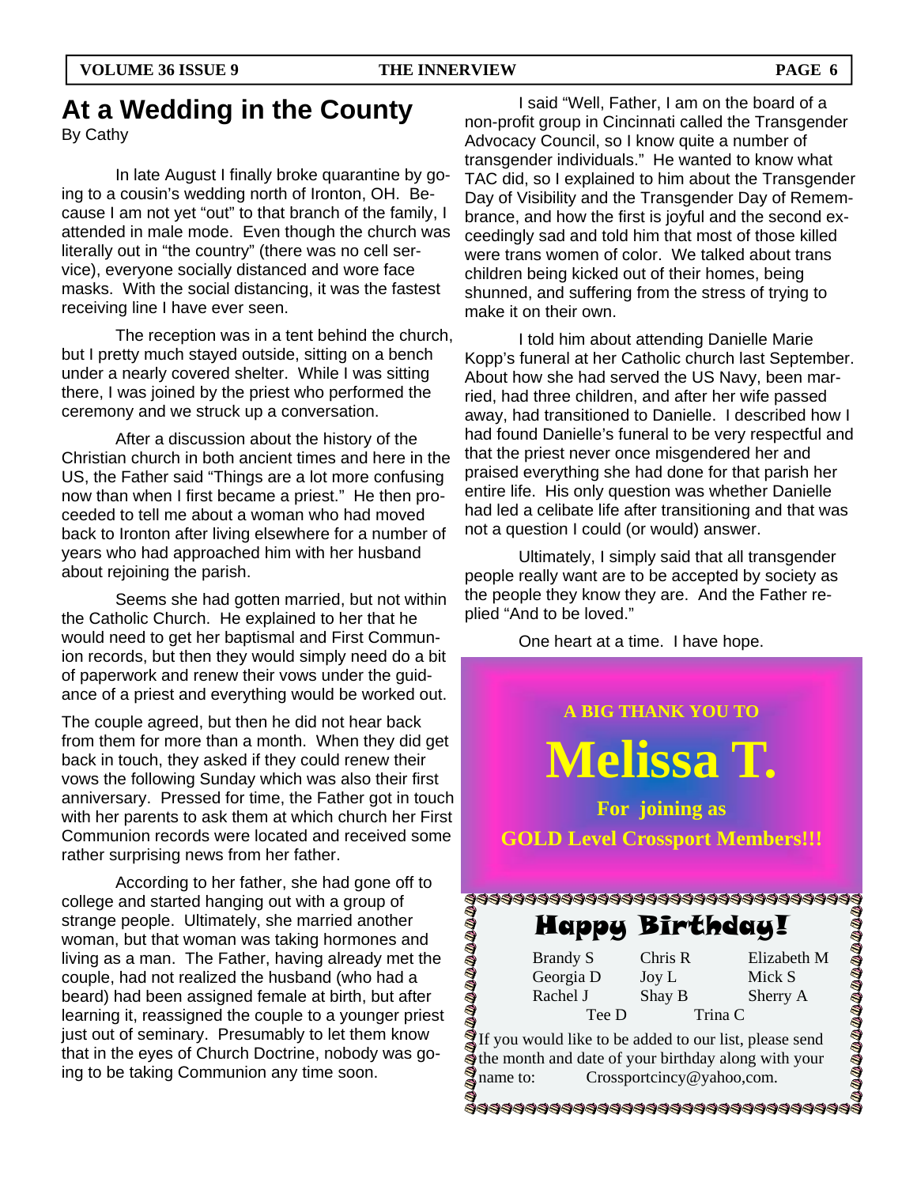# At a Wedding in the County

By Cathy

In late August I finally broke quarantine by going to a cousin's wedding north of Ironton, OH. Because I am not yet "out" to that branch of the family, I attended in male mode. Even though the church was literally out in "the country" (there was no cell service), everyone socially distanced and wore face masks. With the social distancing, it was the fastest receiving line I have ever seen.

The reception was in a tent behind the church, but I pretty much stayed outside, sitting on a bench under a nearly covered shelter. While I was sitting there, I was joined by the priest who performed the ceremony and we struck up a conversation.

After a discussion about the history of the Christian church in both ancient times and here in the US, the Father said "Things are a lot more confusing now than when I first became a priest." He then proceeded to tell me about a woman who had moved back to Ironton after living elsewhere for a number of years who had approached him with her husband about rejoining the parish.

Seems she had gotten married, but not within the Catholic Church. He explained to her that he would need to get her baptismal and First Communion records, but then they would simply need do a bit of paperwork and renew their vows under the guidance of a priest and everything would be worked out.

The couple agreed, but then he did not hear back from them for more than a month. When they did get back in touch, they asked if they could renew their vows the following Sunday which was also their first anniversary. Pressed for time, the Father got in touch with her parents to ask them at which church her First Communion records were located and received some rather surprising news from her father.

According to her father, she had gone off to college and started hanging out with a group of strange people. Ultimately, she married another woman, but that woman was taking hormones and living as a man. The Father, having already met the couple, had not realized the husband (who had a beard) had been assigned female at birth, but after learning it, reassigned the couple to a younger priest just out of seminary. Presumably to let them know that in the eyes of Church Doctrine, nobody was going to be taking Communion any time soon.

I said "Well, Father, I am on the board of a non-profit group in Cincinnati called the Transgender Advocacy Council, so I know quite a number of transgender individuals." He wanted to know what TAC did, so I explained to him about the Transgender Day of Visibility and the Transgender Day of Remembrance, and how the first is joyful and the second exceedingly sad and told him that most of those killed were trans women of color. We talked about trans children being kicked out of their homes, being shunned, and suffering from the stress of trying to make it on their own.

I told him about attending Danielle Marie Kopp's funeral at her Catholic church last September. About how she had served the US Navy, been married, had three children, and after her wife passed away, had transitioned to Danielle. I described how I had found Danielle's funeral to be very respectful and that the priest never once misgendered her and praised everything she had done for that parish her entire life. His only question was whether Danielle had led a celibate life after transitioning and that was not a question I could (or would) answer.

Ultimately, I simply said that all transgender people really want are to be accepted by society as the people they know they are. And the Father replied "And to be loved."

One heart at a time. I have hope.

---

**A BIG THANK YOU TO**

# Melissa T.

**For joining as**

**GOLD Level Crossport Members!!!**

---

## Happy Birthday!

| | | |
|---|---|---|
| Brandy S | Chris R | Elizabeth M |
| Georgia D | Joy L | Mick S |
| Rachel J | Shay B | Sherry A |
| Tee D | Trina C | |

If you would like to be added to our list, please send the month and date of your birthday along with your name to: Crossportcincy@yahoo,com.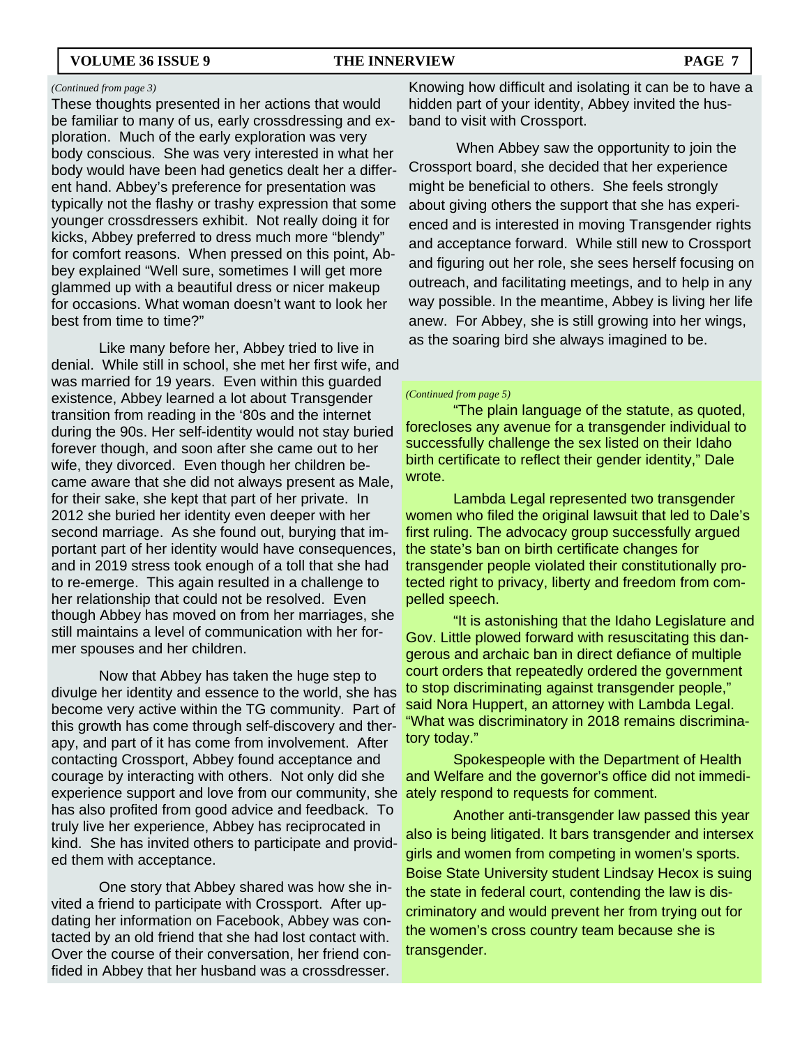*(Continued from page 3)*

These thoughts presented in her actions that would be familiar to many of us, early crossdressing and exploration. Much of the early exploration was very body conscious. She was very interested in what her body would have been had genetics dealt her a different hand. Abbey's preference for presentation was typically not the flashy or trashy expression that some younger crossdressers exhibit. Not really doing it for kicks, Abbey preferred to dress much more "blendy" for comfort reasons. When pressed on this point, Abbey explained "Well sure, sometimes I will get more glammed up with a beautiful dress or nicer makeup for occasions. What woman doesn't want to look her best from time to time?"

Like many before her, Abbey tried to live in denial. While still in school, she met her first wife, and was married for 19 years. Even within this guarded existence, Abbey learned a lot about Transgender transition from reading in the '80s and the internet during the 90s. Her self-identity would not stay buried forever though, and soon after she came out to her wife, they divorced. Even though her children became aware that she did not always present as Male, for their sake, she kept that part of her private. In 2012 she buried her identity even deeper with her second marriage. As she found out, burying that important part of her identity would have consequences, and in 2019 stress took enough of a toll that she had to re-emerge. This again resulted in a challenge to her relationship that could not be resolved. Even though Abbey has moved on from her marriages, she still maintains a level of communication with her former spouses and her children.

Now that Abbey has taken the huge step to divulge her identity and essence to the world, she has become very active within the TG community. Part of this growth has come through self-discovery and therapy, and part of it has come from involvement. After contacting Crossport, Abbey found acceptance and courage by interacting with others. Not only did she experience support and love from our community, she has also profited from good advice and feedback. To truly live her experience, Abbey has reciprocated in kind. She has invited others to participate and provided them with acceptance.

One story that Abbey shared was how she invited a friend to participate with Crossport. After updating her information on Facebook, Abbey was contacted by an old friend that she had lost contact with. Over the course of their conversation, her friend confided in Abbey that her husband was a crossdresser. Knowing how difficult and isolating it can be to have a hidden part of your identity, Abbey invited the husband to visit with Crossport.

When Abbey saw the opportunity to join the Crossport board, she decided that her experience might be beneficial to others. She feels strongly about giving others the support that she has experienced and is interested in moving Transgender rights and acceptance forward. While still new to Crossport and figuring out her role, she sees herself focusing on outreach, and facilitating meetings, and to help in any way possible. In the meantime, Abbey is living her life anew. For Abbey, she is still growing into her wings, as the soaring bird she always imagined to be.

*(Continued from page 5)*

"The plain language of the statute, as quoted, forecloses any avenue for a transgender individual to successfully challenge the sex listed on their Idaho birth certificate to reflect their gender identity," Dale wrote.

Lambda Legal represented two transgender women who filed the original lawsuit that led to Dale's first ruling. The advocacy group successfully argued the state's ban on birth certificate changes for transgender people violated their constitutionally protected right to privacy, liberty and freedom from compelled speech.

"It is astonishing that the Idaho Legislature and Gov. Little plowed forward with resuscitating this dangerous and archaic ban in direct defiance of multiple court orders that repeatedly ordered the government to stop discriminating against transgender people," said Nora Huppert, an attorney with Lambda Legal. "What was discriminatory in 2018 remains discriminatory today."

Spokespeople with the Department of Health and Welfare and the governor's office did not immediately respond to requests for comment.

Another anti-transgender law passed this year also is being litigated. It bars transgender and intersex girls and women from competing in women's sports. Boise State University student Lindsay Hecox is suing the state in federal court, contending the law is discriminatory and would prevent her from trying out for the women's cross country team because she is transgender.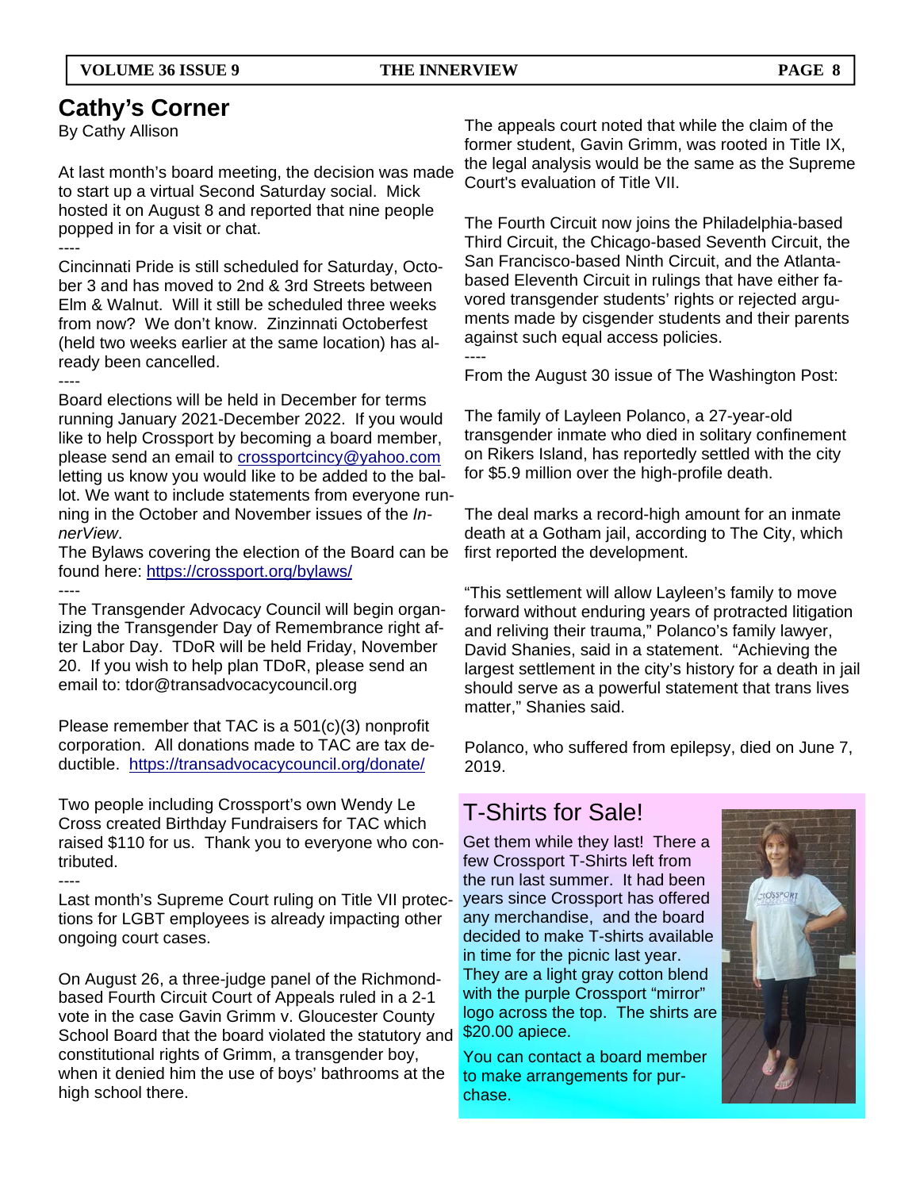# Cathy's Corner

By Cathy Allison

At last month's board meeting, the decision was made to start up a virtual Second Saturday social. Mick hosted it on August 8 and reported that nine people popped in for a visit or chat.

----

Cincinnati Pride is still scheduled for Saturday, October 3 and has moved to 2nd & 3rd Streets between Elm & Walnut. Will it still be scheduled three weeks from now? We don't know. Zinzinnati Octoberfest (held two weeks earlier at the same location) has already been cancelled.

----

Board elections will be held in December for terms running January 2021-December 2022. If you would like to help Crossport by becoming a board member, please send an email to crossportcincy@yahoo.com letting us know you would like to be added to the ballot. We want to include statements from everyone running in the October and November issues of the *InnerView*.

The Bylaws covering the election of the Board can be found here: https://crossport.org/bylaws/

----

The Transgender Advocacy Council will begin organizing the Transgender Day of Remembrance right after Labor Day. TDoR will be held Friday, November 20. If you wish to help plan TDoR, please send an email to: tdor@transadvocacycouncil.org

Please remember that TAC is a 501(c)(3) nonprofit corporation. All donations made to TAC are tax deductible. https://transadvocacycouncil.org/donate/

Two people including Crossport's own Wendy Le Cross created Birthday Fundraisers for TAC which raised $110 for us. Thank you to everyone who contributed.

----

Last month's Supreme Court ruling on Title VII protections for LGBT employees is already impacting other ongoing court cases.

On August 26, a three-judge panel of the Richmond-based Fourth Circuit Court of Appeals ruled in a 2-1 vote in the case Gavin Grimm v. Gloucester County School Board that the board violated the statutory and constitutional rights of Grimm, a transgender boy, when it denied him the use of boys' bathrooms at the high school there.

The appeals court noted that while the claim of the former student, Gavin Grimm, was rooted in Title IX, the legal analysis would be the same as the Supreme Court's evaluation of Title VII.

The Fourth Circuit now joins the Philadelphia-based Third Circuit, the Chicago-based Seventh Circuit, the San Francisco-based Ninth Circuit, and the Atlanta-based Eleventh Circuit in rulings that have either favored transgender students' rights or rejected arguments made by cisgender students and their parents against such equal access policies.

----

From the August 30 issue of The Washington Post:

The family of Layleen Polanco, a 27-year-old transgender inmate who died in solitary confinement on Rikers Island, has reportedly settled with the city for $5.9 million over the high-profile death.

The deal marks a record-high amount for an inmate death at a Gotham jail, according to The City, which first reported the development.

"This settlement will allow Layleen's family to move forward without enduring years of protracted litigation and reliving their trauma," Polanco's family lawyer, David Shanies, said in a statement. "Achieving the largest settlement in the city's history for a death in jail should serve as a powerful statement that trans lives matter," Shanies said.

Polanco, who suffered from epilepsy, died on June 7, 2019.

## T-Shirts for Sale!

Get them while they last! There a few Crossport T-Shirts left from the run last summer. It had been years since Crossport has offered any merchandise, and the board decided to make T-shirts available in time for the picnic last year. They are a light gray cotton blend with the purple Crossport "mirror" logo across the top. The shirts are $20.00 apiece.

You can contact a board member to make arrangements for purchase.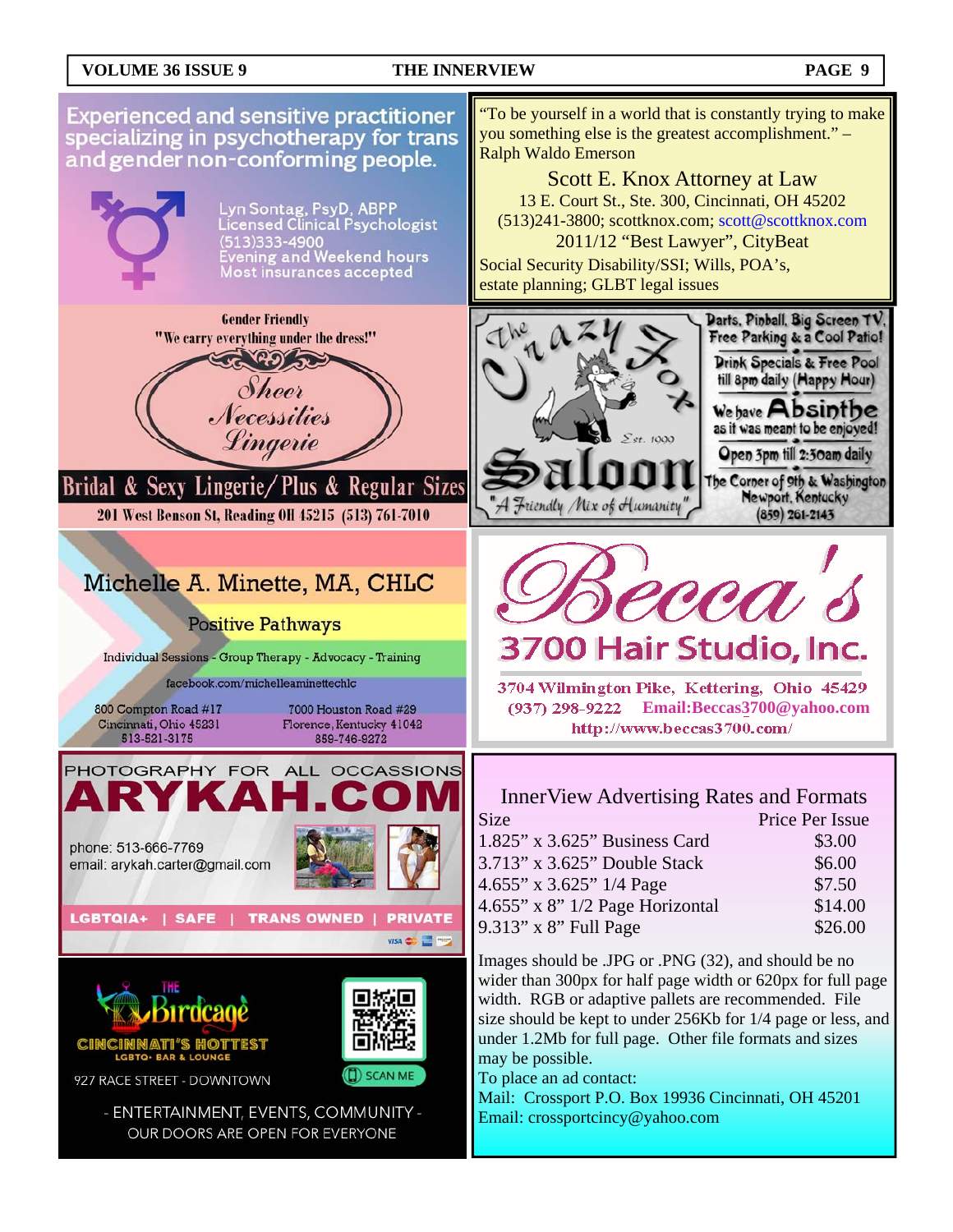Experienced and sensitive practitioner specializing in psychotherapy for trans and gender non-conforming people.

Lyn Sontag, PsyD, ABPP
Licensed Clinical Psychologist
(513)333-4900
Evening and Weekend hours
Most insurances accepted

---

"To be yourself in a world that is constantly trying to make you something else is the greatest accomplishment." – Ralph Waldo Emerson

Scott E. Knox Attorney at Law
13 E. Court St., Ste. 300, Cincinnati, OH 45202
(513)241-3800; scottknox.com; scott@scottknox.com
2011/12 "Best Lawyer", CityBeat
Social Security Disability/SSI; Wills, POA's, estate planning; GLBT legal issues

---

Gender Friendly
"We carry everything under the dress!"

Sheer Necessities Lingerie

Bridal & Sexy Lingerie/ Plus & Regular Sizes
201 West Benson St, Reading OH 45215 (513) 761-7010

---

The Crazy Fox Saloon
Est. 1999
"A Friendly Mix of Humanity"

Darts, Pinball, Big Screen TV, Free Parking & a Cool Patio!
Drink Specials & Free Pool till 8pm daily (Happy Hour)
We have Absinthe as it was meant to be enjoyed!
Open 3pm till 2:30am daily
The Corner of 9th & Washington
Newport, Kentucky
(859) 261-2143

---

Michelle A. Minette, MA, CHLC
Positive Pathways
Individual Sessions - Group Therapy - Advocacy - Training
facebook.com/michelleaminettechlc

800 Compton Road #17
Cincinnati, Ohio 45231
513-521-3175

7000 Houston Road #29
Florence, Kentucky 41042
859-746-9272

---

Becca's 3700 Hair Studio, Inc.
3704 Wilmington Pike, Kettering, Ohio 45429
(937) 298-9222 Email:Beccas3700@yahoo.com
http://www.beccas3700.com/

---

PHOTOGRAPHY FOR ALL OCCASSIONS
ARYKAH.COM
phone: 513-666-7769
email: arykah.carter@gmail.com
LGBTQIA+ | SAFE | TRANS OWNED | PRIVATE

---

The Birdcage
CINCINNATI'S HOTTEST LGBTQ+ BAR & LOUNGE
927 RACE STREET - DOWNTOWN
SCAN ME
- ENTERTAINMENT, EVENTS, COMMUNITY -
OUR DOORS ARE OPEN FOR EVERYONE

---

## InnerView Advertising Rates and Formats

| Size | Price Per Issue |
|---|---|
| 1.825" x 3.625" Business Card | $3.00 |
| 3.713" x 3.625" Double Stack | $6.00 |
| 4.655" x 3.625" 1/4 Page | $7.50 |
| 4.655" x 8" 1/2 Page Horizontal | $14.00 |
| 9.313" x 8" Full Page | $26.00 |

Images should be .JPG or .PNG (32), and should be no wider than 300px for half page width or 620px for full page width. RGB or adaptive pallets are recommended. File size should be kept to under 256Kb for 1/4 page or less, and under 1.2Mb for full page. Other file formats and sizes may be possible.

To place an ad contact:
Mail: Crossport P.O. Box 19936 Cincinnati, OH 45201
Email: crossportcincy@yahoo.com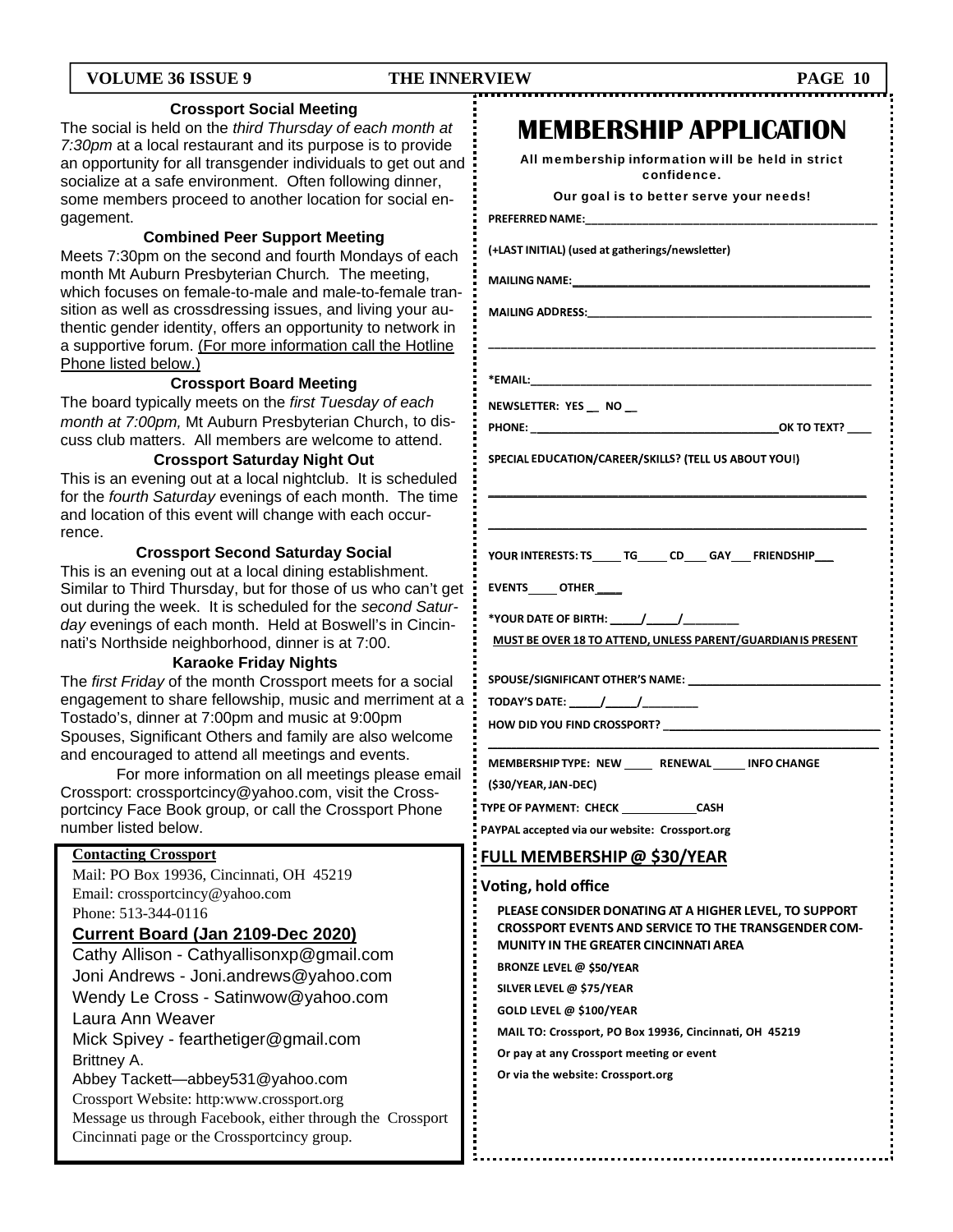### Crossport Social Meeting

The social is held on the *third Thursday of each month at 7:30pm* at a local restaurant and its purpose is to provide an opportunity for all transgender individuals to get out and socialize at a safe environment. Often following dinner, some members proceed to another location for social engagement.

### Combined Peer Support Meeting

Meets 7:30pm on the second and fourth Mondays of each month Mt Auburn Presbyterian Church. The meeting, which focuses on female-to-male and male-to-female transition as well as crossdressing issues, and living your authentic gender identity, offers an opportunity to network in a supportive forum. (For more information call the Hotline Phone listed below.)

### Crossport Board Meeting

The board typically meets on the *first Tuesday of each month at 7:00pm,* Mt Auburn Presbyterian Church, to discuss club matters. All members are welcome to attend.

### Crossport Saturday Night Out

This is an evening out at a local nightclub. It is scheduled for the *fourth Saturday* evenings of each month. The time and location of this event will change with each occurrence.

### Crossport Second Saturday Social

This is an evening out at a local dining establishment. Similar to Third Thursday, but for those of us who can't get out during the week. It is scheduled for the *second Saturday* evenings of each month. Held at Boswell's in Cincinnati's Northside neighborhood, dinner is at 7:00.

### Karaoke Friday Nights

The *first Friday* of the month Crossport meets for a social engagement to share fellowship, music and merriment at a Tostado's, dinner at 7:00pm and music at 9:00pm Spouses, Significant Others and family are also welcome and encouraged to attend all meetings and events.

For more information on all meetings please email Crossport: crossportcincy@yahoo.com, visit the Crossportcincy Face Book group, or call the Crossport Phone number listed below.

**Contacting Crossport**

Mail: PO Box 19936, Cincinnati, OH 45219
Email: crossportcincy@yahoo.com
Phone: 513-344-0116

**Current Board (Jan 2109-Dec 2020)**

Cathy Allison - Cathyallisonxp@gmail.com
Joni Andrews - Joni.andrews@yahoo.com
Wendy Le Cross - Satinwow@yahoo.com
Laura Ann Weaver
Mick Spivey - fearthetiger@gmail.com
Brittney A.
Abbey Tackett—abbey531@yahoo.com
Crossport Website: http:www.crossport.org
Message us through Facebook, either through the Crossport Cincinnati page or the Crossportcincy group.

# MEMBERSHIP APPLICATION

All membership information will be held in strict confidence.

Our goal is to better serve your needs!

PREFERRED NAME:_______________________________________

(+LAST INITIAL) (used at gatherings/newsletter)

MAILING NAME:_______________________________________

MAILING ADDRESS:_______________________________________

_______________________________________________________

*EMAIL:_______________________________________________

NEWSLETTER: YES __ NO __

PHONE: ___________________________________OK TO TEXT? ____

SPECIAL EDUCATION/CAREER/SKILLS? (TELL US ABOUT YOU!)

_______________________________________________________

_______________________________________________________

YOUR INTERESTS: TS____ TG____ CD___ GAY___ FRIENDSHIP___

EVENTS____ OTHER ____

*YOUR DATE OF BIRTH: ____/____/________

MUST BE OVER 18 TO ATTEND, UNLESS PARENT/GUARDIAN IS PRESENT

SPOUSE/SIGNIFICANT OTHER'S NAME: ___________________________

TODAY'S DATE: ____/____/________

HOW DID YOU FIND CROSSPORT? ______________________________

_______________________________________________________

MEMBERSHIP TYPE: NEW ____ RENEWAL ____ INFO CHANGE

($30/YEAR, JAN-DEC)

TYPE OF PAYMENT: CHECK ___________CASH

PAYPAL accepted via our website: Crossport.org

## FULL MEMBERSHIP @ $30/YEAR

**Voting, hold office**

PLEASE CONSIDER DONATING AT A HIGHER LEVEL, TO SUPPORT CROSSPORT EVENTS AND SERVICE TO THE TRANSGENDER COMMUNITY IN THE GREATER CINCINNATI AREA

BRONZE LEVEL @ $50/YEAR

SILVER LEVEL @ $75/YEAR

GOLD LEVEL @ $100/YEAR

MAIL TO: Crossport, PO Box 19936, Cincinnati, OH 45219

Or pay at any Crossport meeting or event

Or via the website: Crossport.org